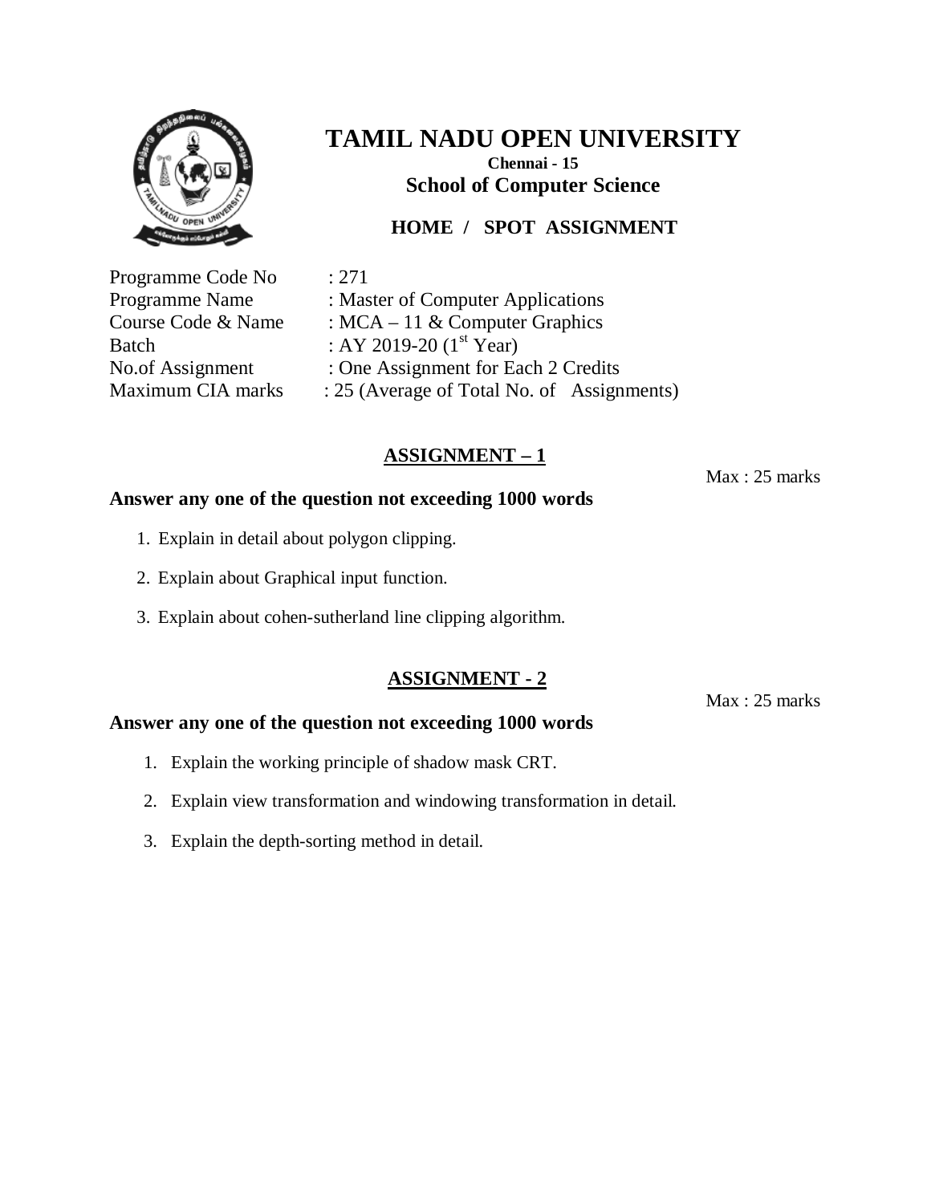# TAMIL NADU OPEN UNIVERSITY

**Chennai - 15**

**School of Computer Science**

**HOME / SPOT ASSIGNMENT**

Programme Code No : 271
Programme Name : Master of Computer Applications
Course Code & Name : MCA – 11 & Computer Graphics
Batch : AY 2019-20 (1st Year)
No.of Assignment : One Assignment for Each 2 Credits
Maximum CIA marks : 25 (Average of Total No. of Assignments)

## ASSIGNMENT – 1

Max : 25 marks

**Answer any one of the question not exceeding 1000 words**

1. Explain in detail about polygon clipping.
2. Explain about Graphical input function.
3. Explain about cohen-sutherland line clipping algorithm.

## ASSIGNMENT - 2

Max : 25 marks

**Answer any one of the question not exceeding 1000 words**

1. Explain the working principle of shadow mask CRT.
2. Explain view transformation and windowing transformation in detail.
3. Explain the depth-sorting method in detail.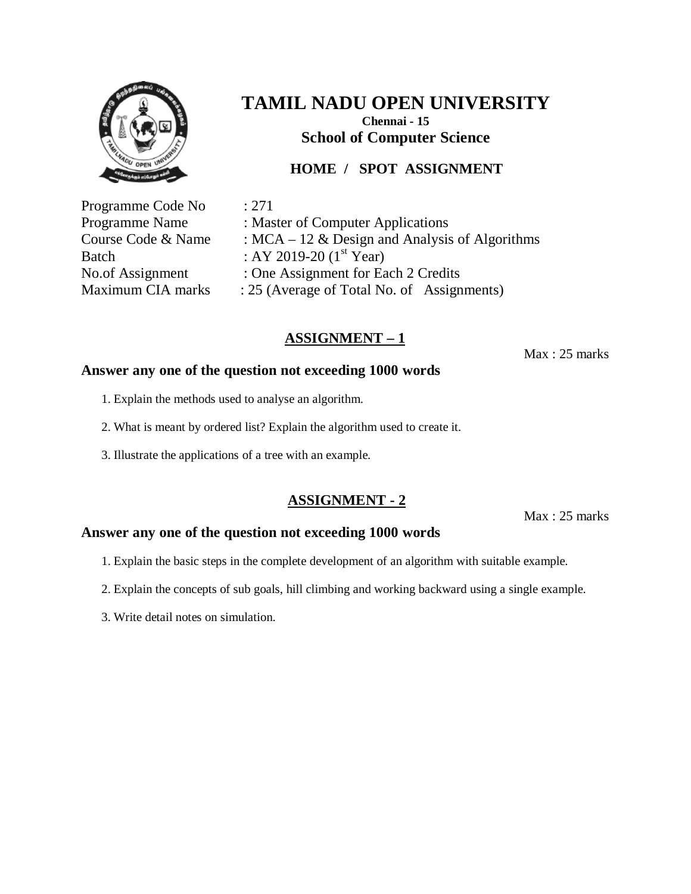# TAMIL NADU OPEN UNIVERSITY

**Chennai - 15**

**School of Computer Science**

**HOME / SPOT ASSIGNMENT**

Programme Code No : 271
Programme Name : Master of Computer Applications
Course Code & Name : MCA – 12 & Design and Analysis of Algorithms
Batch : AY 2019-20 (1st Year)
No.of Assignment : One Assignment for Each 2 Credits
Maximum CIA marks : 25 (Average of Total No. of Assignments)

## ASSIGNMENT – 1

Max : 25 marks

**Answer any one of the question not exceeding 1000 words**

1. Explain the methods used to analyse an algorithm.
2. What is meant by ordered list? Explain the algorithm used to create it.
3. Illustrate the applications of a tree with an example.

## ASSIGNMENT - 2

Max : 25 marks

**Answer any one of the question not exceeding 1000 words**

1. Explain the basic steps in the complete development of an algorithm with suitable example.
2. Explain the concepts of sub goals, hill climbing and working backward using a single example.
3. Write detail notes on simulation.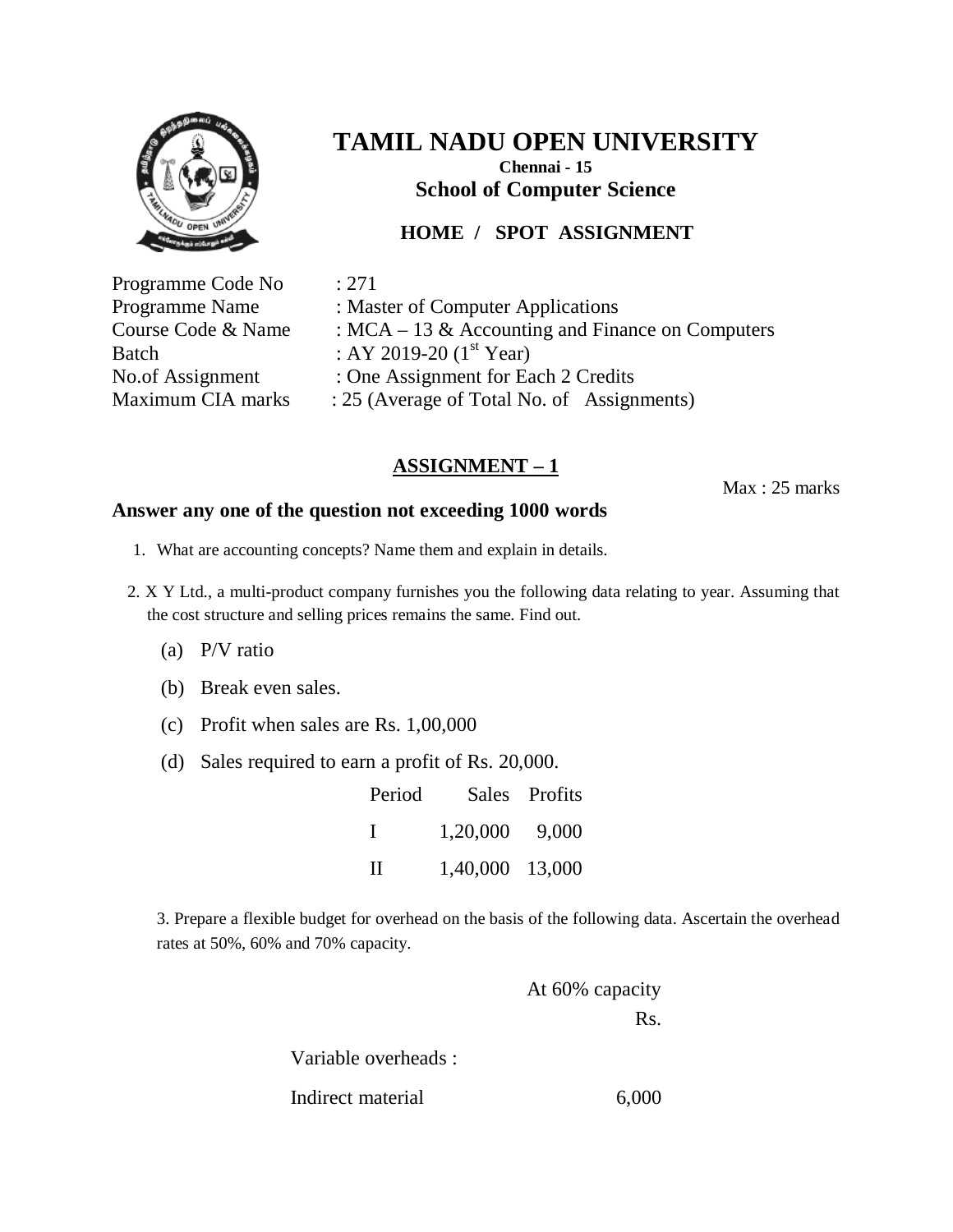# TAMIL NADU OPEN UNIVERSITY

**Chennai - 15**

**School of Computer Science**

**HOME / SPOT ASSIGNMENT**

| | |
|---|---|
| Programme Code No | : 271 |
| Programme Name | : Master of Computer Applications |
| Course Code & Name | : MCA – 13 & Accounting and Finance on Computers |
| Batch | : AY 2019-20 (1st Year) |
| No.of Assignment | : One Assignment for Each 2 Credits |
| Maximum CIA marks | : 25 (Average of Total No. of Assignments) |

## ASSIGNMENT – 1

Max : 25 marks

**Answer any one of the question not exceeding 1000 words**

1. What are accounting concepts? Name them and explain in details.

2. X Y Ltd., a multi-product company furnishes you the following data relating to year. Assuming that the cost structure and selling prices remains the same. Find out.

   (a) P/V ratio

   (b) Break even sales.

   (c) Profit when sales are Rs. 1,00,000

   (d) Sales required to earn a profit of Rs. 20,000.

| Period | Sales | Profits |
|---|---|---|
| I | 1,20,000 | 9,000 |
| II | 1,40,000 | 13,000 |

3. Prepare a flexible budget for overhead on the basis of the following data. Ascertain the overhead rates at 50%, 60% and 70% capacity.

| | At 60% capacity |
|---|---|
| | Rs. |
| Variable overheads : | |
| Indirect material | 6,000 |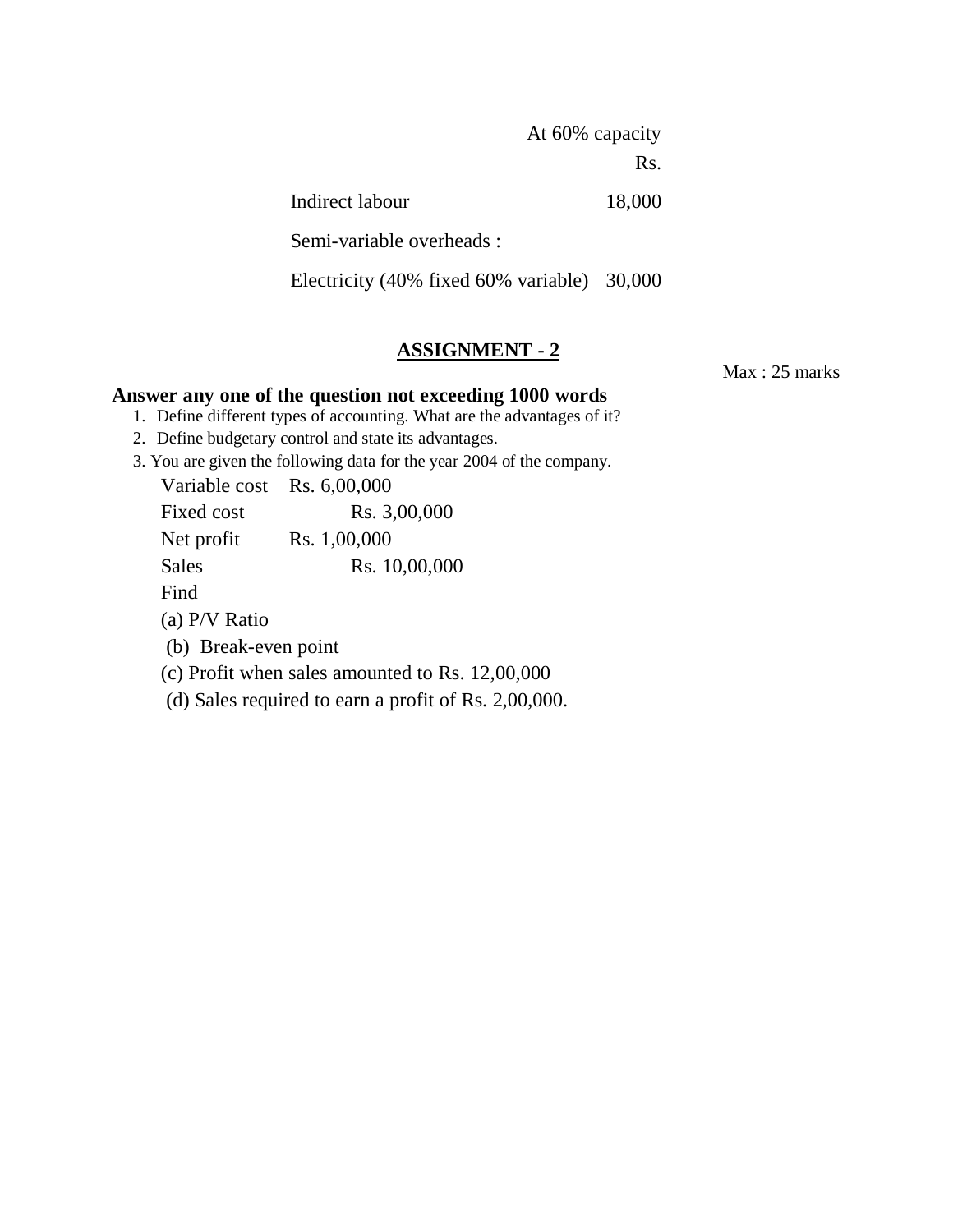| | At 60% capacity |
|---|---|
| | Rs. |
| Indirect labour | 18,000 |
| Semi-variable overheads : | |
| Electricity (40% fixed 60% variable) | 30,000 |

## ASSIGNMENT - 2

Max : 25 marks

**Answer any one of the question not exceeding 1000 words**

1. Define different types of accounting. What are the advantages of it?
2. Define budgetary control and state its advantages.
3. You are given the following data for the year 2004 of the company.

| | |
|---|---|
| Variable cost | Rs. 6,00,000 |
| Fixed cost | Rs. 3,00,000 |
| Net profit | Rs. 1,00,000 |
| Sales | Rs. 10,00,000 |

Find

(a) P/V Ratio

(b) Break-even point

(c) Profit when sales amounted to Rs. 12,00,000

(d) Sales required to earn a profit of Rs. 2,00,000.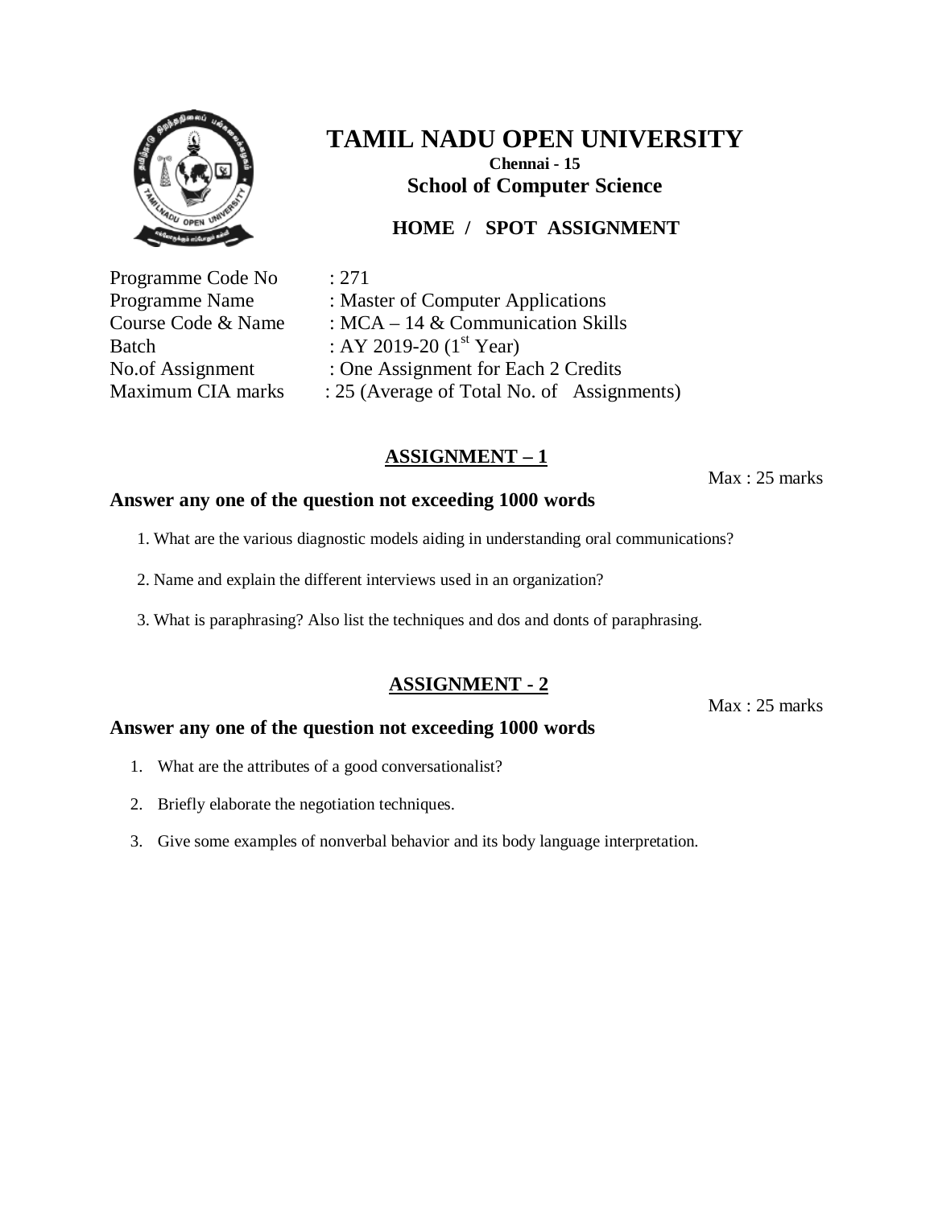# TAMIL NADU OPEN UNIVERSITY

**Chennai - 15**

**School of Computer Science**

**HOME / SPOT ASSIGNMENT**

Programme Code No : 271
Programme Name : Master of Computer Applications
Course Code & Name : MCA – 14 & Communication Skills
Batch : AY 2019-20 (1st Year)
No.of Assignment : One Assignment for Each 2 Credits
Maximum CIA marks : 25 (Average of Total No. of Assignments)

## ASSIGNMENT – 1

Max : 25 marks

**Answer any one of the question not exceeding 1000 words**

1. What are the various diagnostic models aiding in understanding oral communications?
2. Name and explain the different interviews used in an organization?
3. What is paraphrasing? Also list the techniques and dos and donts of paraphrasing.

## ASSIGNMENT - 2

Max : 25 marks

**Answer any one of the question not exceeding 1000 words**

1. What are the attributes of a good conversationalist?
2. Briefly elaborate the negotiation techniques.
3. Give some examples of nonverbal behavior and its body language interpretation.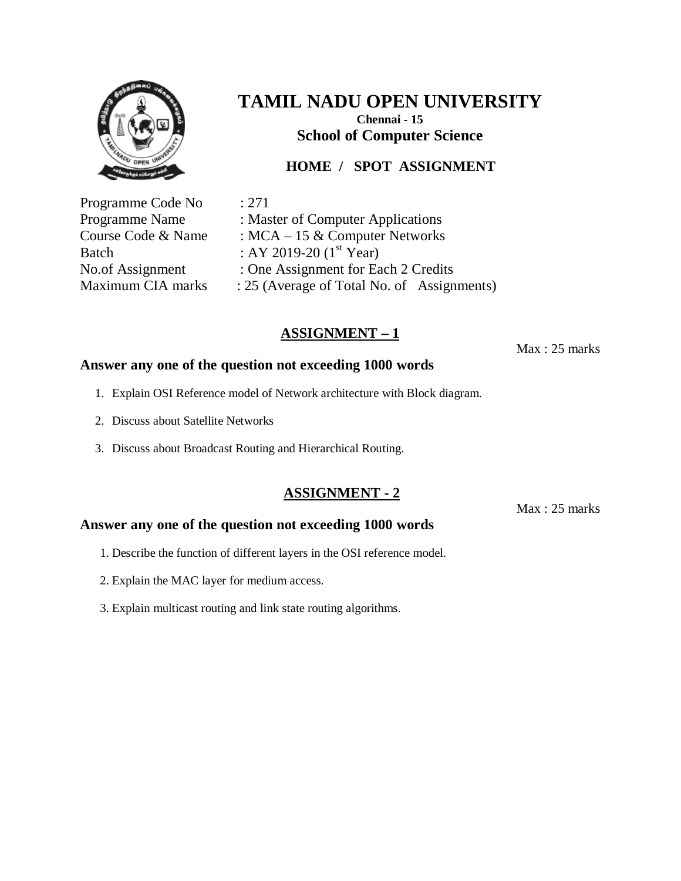# TAMIL NADU OPEN UNIVERSITY

**Chennai - 15**

**School of Computer Science**

**HOME / SPOT ASSIGNMENT**

| | |
|---|---|
| Programme Code No | : 271 |
| Programme Name | : Master of Computer Applications |
| Course Code & Name | : MCA – 15 & Computer Networks |
| Batch | : AY 2019-20 (1st Year) |
| No.of Assignment | : One Assignment for Each 2 Credits |
| Maximum CIA marks | : 25 (Average of Total No. of Assignments) |

## ASSIGNMENT – 1

Max : 25 marks

**Answer any one of the question not exceeding 1000 words**

1. Explain OSI Reference model of Network architecture with Block diagram.
2. Discuss about Satellite Networks
3. Discuss about Broadcast Routing and Hierarchical Routing.

## ASSIGNMENT - 2

Max : 25 marks

**Answer any one of the question not exceeding 1000 words**

1. Describe the function of different layers in the OSI reference model.
2. Explain the MAC layer for medium access.
3. Explain multicast routing and link state routing algorithms.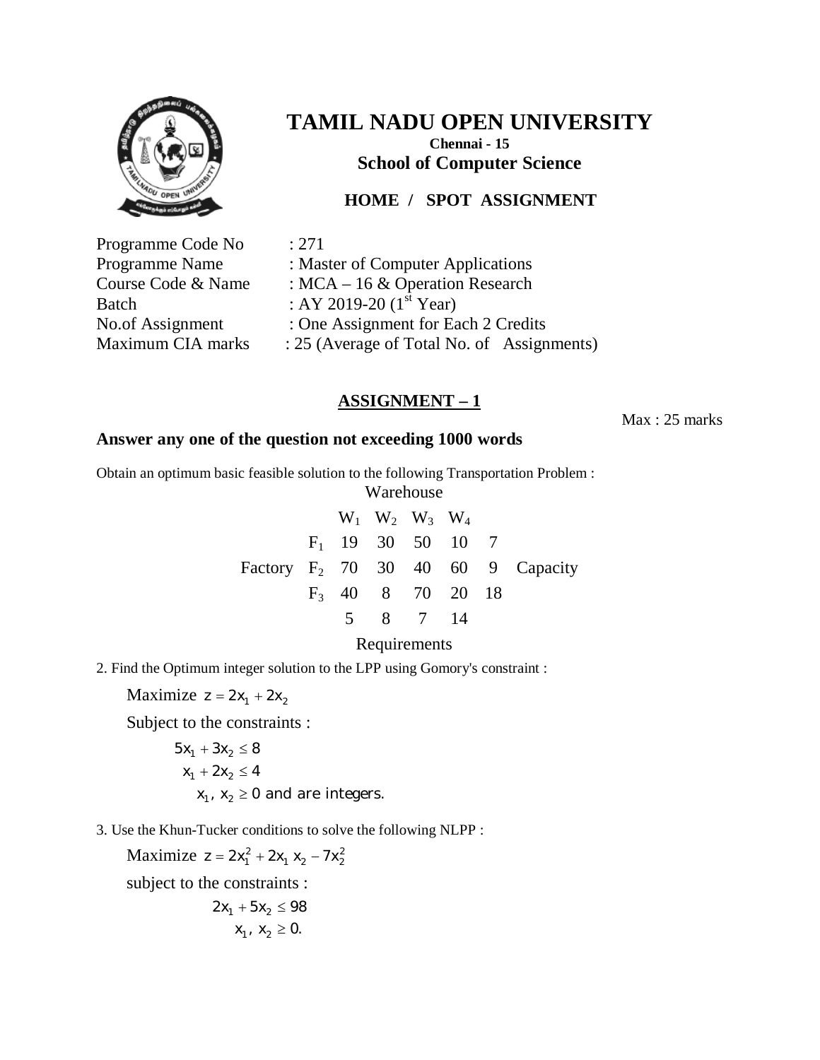# TAMIL NADU OPEN UNIVERSITY

**Chennai - 15**

**School of Computer Science**

**HOME / SPOT ASSIGNMENT**

| | |
|---|---|
| Programme Code No | : 271 |
| Programme Name | : Master of Computer Applications |
| Course Code & Name | : MCA – 16 & Operation Research |
| Batch | : AY 2019-20 ($1^{st}$ Year) |
| No.of Assignment | : One Assignment for Each 2 Credits |
| Maximum CIA marks | : 25 (Average of Total No. of Assignments) |

## ASSIGNMENT – 1

Max : 25 marks

**Answer any one of the question not exceeding 1000 words**

Obtain an optimum basic feasible solution to the following Transportation Problem :

Warehouse

| | | $W_1$ | $W_2$ | $W_3$ | $W_4$ | | |
|---|---|---|---|---|---|---|---|
| | $F_1$ | 19 | 30 | 50 | 10 | 7 | |
| Factory | $F_2$ | 70 | 30 | 40 | 60 | 9 | Capacity |
| | $F_3$ | 40 | 8 | 70 | 20 | 18 | |
| | | 5 | 8 | 7 | 14 | | |

Requirements

2. Find the Optimum integer solution to the LPP using Gomory's constraint :

Maximize $z = 2x_1 + 2x_2$

Subject to the constraints :

$$5x_1 + 3x_2 \le 8$$
$$x_1 + 2x_2 \le 4$$
$$x_1,\ x_2 \ge 0 \text{ and are integers.}$$

3. Use the Khun-Tucker conditions to solve the following NLPP :

Maximize $z = 2x_1^2 + 2x_1 x_2 - 7x_2^2$

subject to the constraints :

$$2x_1 + 5x_2 \le 98$$
$$x_1,\ x_2 \ge 0.$$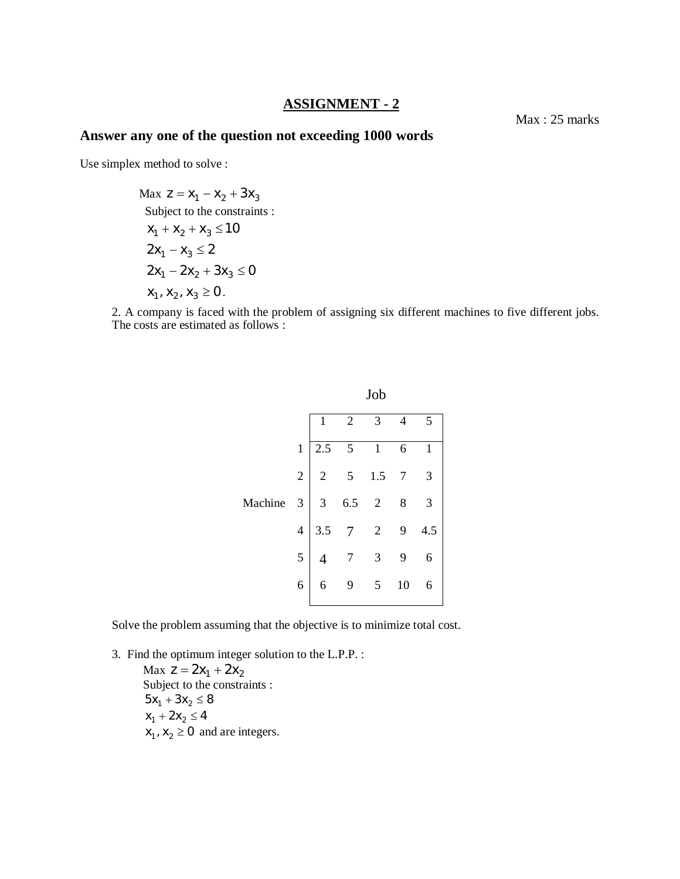## ASSIGNMENT - 2

Max : 25 marks

### Answer any one of the question not exceeding 1000 words

Use simplex method to solve :

Max $z = x_1 - x_2 + 3x_3$

Subject to the constraints :

$x_1 + x_2 + x_3 \leq 10$

$2x_1 - x_3 \leq 2$

$2x_1 - 2x_2 + 3x_3 \leq 0$

$x_1, x_2, x_3 \geq 0$.

2. A company is faced with the problem of assigning six different machines to five different jobs. The costs are estimated as follows :

| Machine \ Job | 1 | 2 | 3 | 4 | 5 |
|---|---|---|---|---|---|
| 1 | 2.5 | 5 | 1 | 6 | 1 |
| 2 | 2 | 5 | 1.5 | 7 | 3 |
| 3 | 3 | 6.5 | 2 | 8 | 3 |
| 4 | 3.5 | 7 | 2 | 9 | 4.5 |
| 5 | 4 | 7 | 3 | 9 | 6 |
| 6 | 6 | 9 | 5 | 10 | 6 |

Solve the problem assuming that the objective is to minimize total cost.

3. Find the optimum integer solution to the L.P.P. :

Max $z = 2x_1 + 2x_2$

Subject to the constraints :

$5x_1 + 3x_2 \leq 8$

$x_1 + 2x_2 \leq 4$

$x_1, x_2 \geq 0$ and are integers.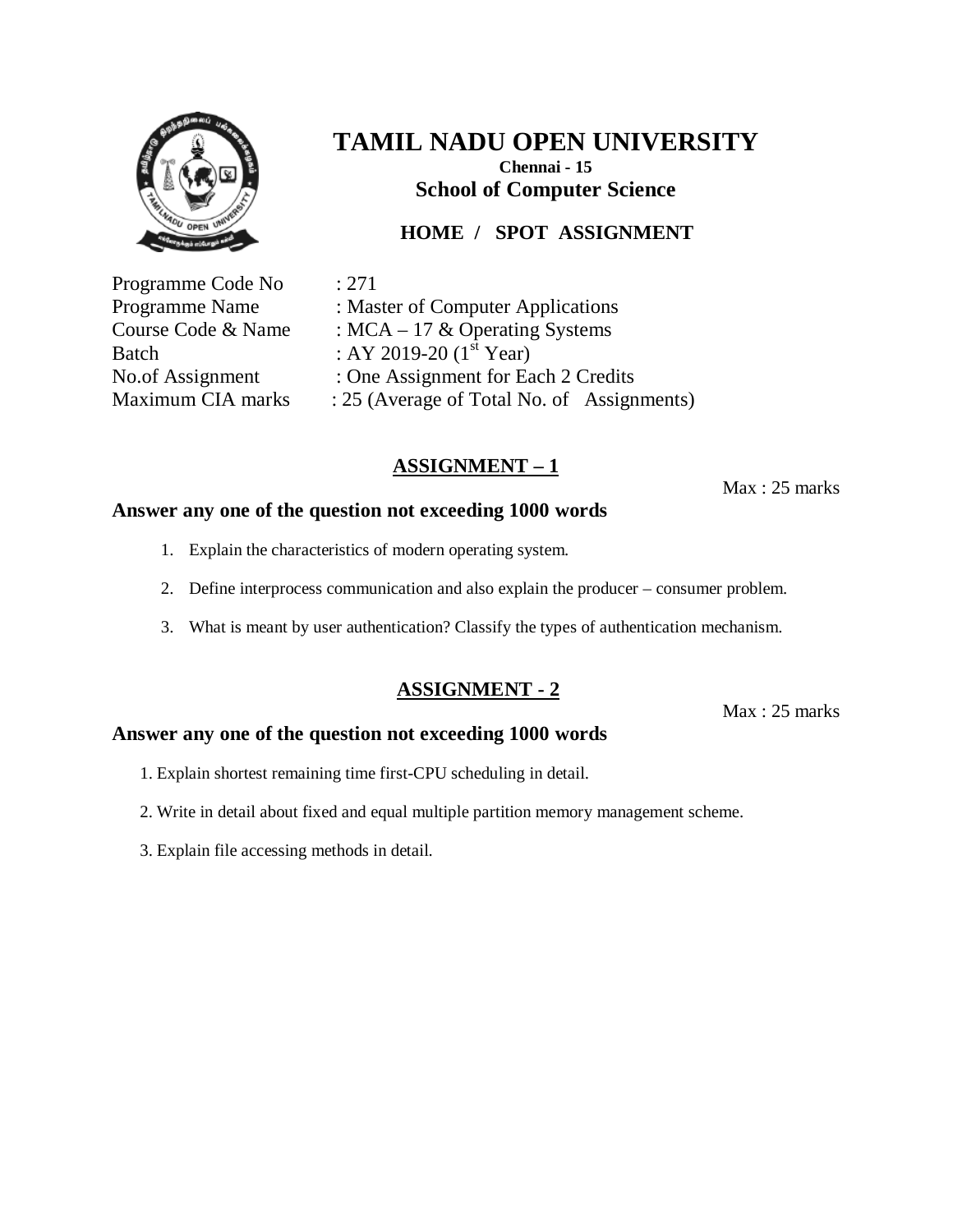# TAMIL NADU OPEN UNIVERSITY

**Chennai - 15**

**School of Computer Science**

**HOME / SPOT ASSIGNMENT**

Programme Code No : 271
Programme Name : Master of Computer Applications
Course Code & Name : MCA – 17 & Operating Systems
Batch : AY 2019-20 (1st Year)
No.of Assignment : One Assignment for Each 2 Credits
Maximum CIA marks : 25 (Average of Total No. of Assignments)

## ASSIGNMENT – 1

Max : 25 marks

**Answer any one of the question not exceeding 1000 words**

1. Explain the characteristics of modern operating system.
2. Define interprocess communication and also explain the producer – consumer problem.
3. What is meant by user authentication? Classify the types of authentication mechanism.

## ASSIGNMENT - 2

Max : 25 marks

**Answer any one of the question not exceeding 1000 words**

1. Explain shortest remaining time first-CPU scheduling in detail.
2. Write in detail about fixed and equal multiple partition memory management scheme.
3. Explain file accessing methods in detail.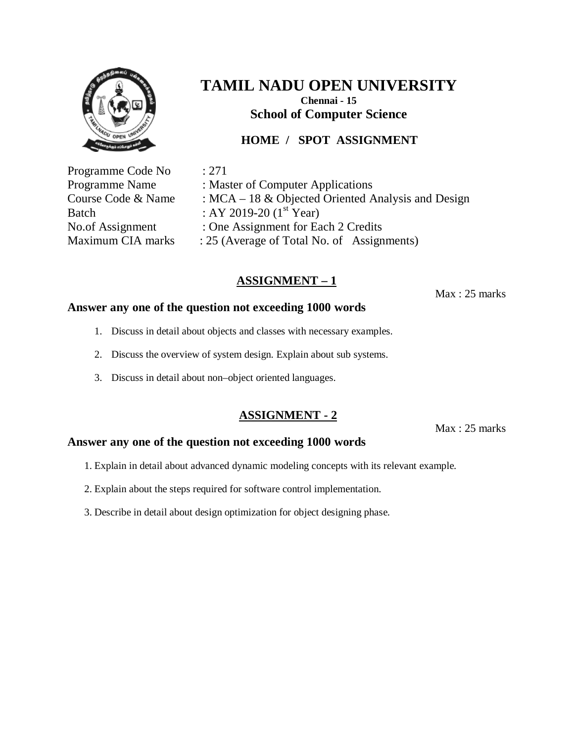# TAMIL NADU OPEN UNIVERSITY

**Chennai - 15**

**School of Computer Science**

**HOME / SPOT ASSIGNMENT**

Programme Code No : 271
Programme Name : Master of Computer Applications
Course Code & Name : MCA – 18 & Objected Oriented Analysis and Design
Batch : AY 2019-20 (1st Year)
No.of Assignment : One Assignment for Each 2 Credits
Maximum CIA marks : 25 (Average of Total No. of Assignments)

## ASSIGNMENT – 1

Max : 25 marks

**Answer any one of the question not exceeding 1000 words**

1. Discuss in detail about objects and classes with necessary examples.
2. Discuss the overview of system design. Explain about sub systems.
3. Discuss in detail about non–object oriented languages.

## ASSIGNMENT - 2

Max : 25 marks

**Answer any one of the question not exceeding 1000 words**

1. Explain in detail about advanced dynamic modeling concepts with its relevant example.
2. Explain about the steps required for software control implementation.
3. Describe in detail about design optimization for object designing phase.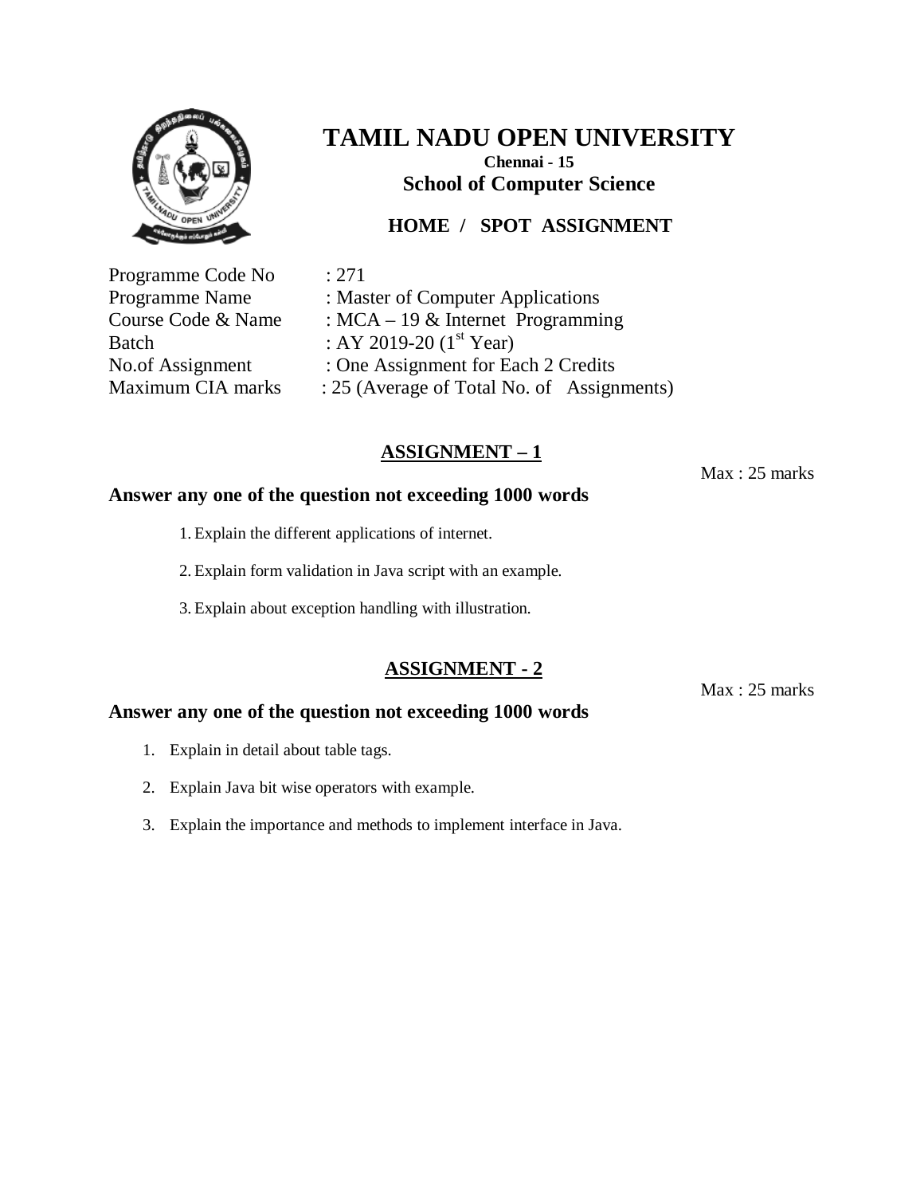# TAMIL NADU OPEN UNIVERSITY

**Chennai - 15**

**School of Computer Science**

**HOME / SPOT ASSIGNMENT**

| | |
|---|---|
| Programme Code No | : 271 |
| Programme Name | : Master of Computer Applications |
| Course Code & Name | : MCA – 19 & Internet Programming |
| Batch | : AY 2019-20 ($1^{st}$ Year) |
| No.of Assignment | : One Assignment for Each 2 Credits |
| Maximum CIA marks | : 25 (Average of Total No. of Assignments) |

## ASSIGNMENT – 1

Max : 25 marks

**Answer any one of the question not exceeding 1000 words**

1. Explain the different applications of internet.
2. Explain form validation in Java script with an example.
3. Explain about exception handling with illustration.

## ASSIGNMENT - 2

Max : 25 marks

**Answer any one of the question not exceeding 1000 words**

1. Explain in detail about table tags.
2. Explain Java bit wise operators with example.
3. Explain the importance and methods to implement interface in Java.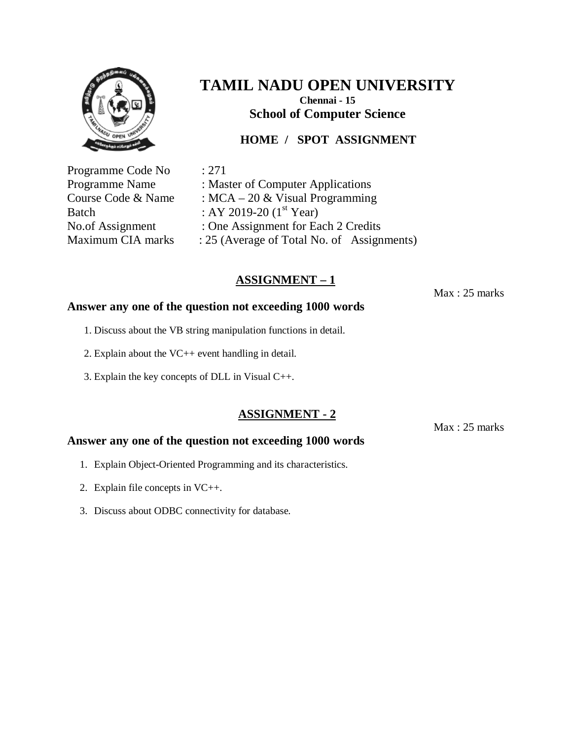# TAMIL NADU OPEN UNIVERSITY

**Chennai - 15**

**School of Computer Science**

**HOME / SPOT ASSIGNMENT**

Programme Code No : 271
Programme Name : Master of Computer Applications
Course Code & Name : MCA – 20 & Visual Programming
Batch : AY 2019-20 (1st Year)
No.of Assignment : One Assignment for Each 2 Credits
Maximum CIA marks : 25 (Average of Total No. of Assignments)

## ASSIGNMENT – 1

Max : 25 marks

**Answer any one of the question not exceeding 1000 words**

1. Discuss about the VB string manipulation functions in detail.
2. Explain about the VC++ event handling in detail.
3. Explain the key concepts of DLL in Visual C++.

## ASSIGNMENT - 2

Max : 25 marks

**Answer any one of the question not exceeding 1000 words**

1. Explain Object-Oriented Programming and its characteristics.
2. Explain file concepts in VC++.
3. Discuss about ODBC connectivity for database.